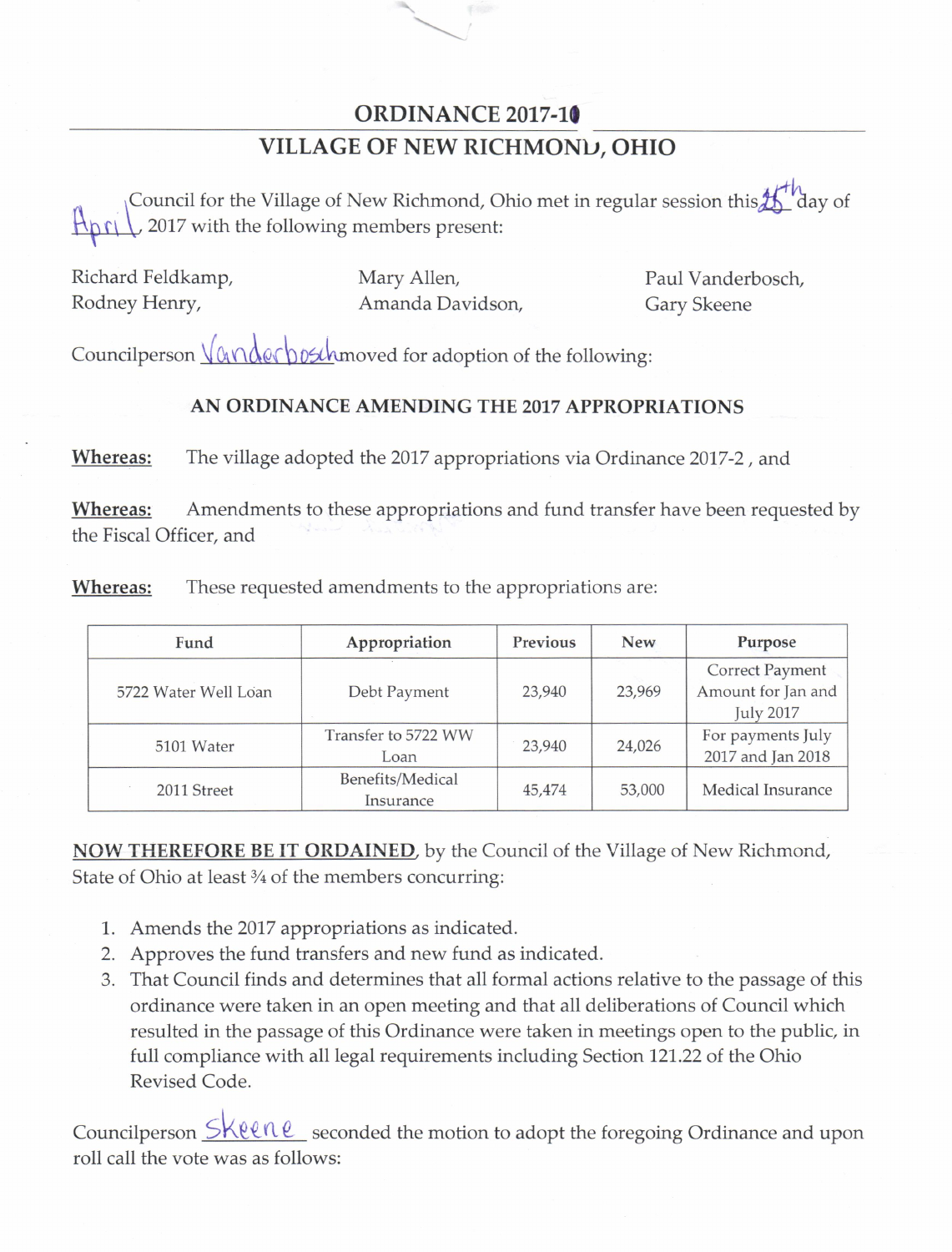# ORDINANCE 2017-10

## VILLAGE OF NEW RICHMOND, OHIO

Council for the Village of New Richmond, Ohio met in regular session this 25th day of April, 2017 with the following members present:

Richard Feldkamp, Rodney Henry, Mary Allen, Amanda Davidson, Paul Vanderbosch, Gary Skeene

Councilperson Vanderbosch moved for adoption of the following:

### AN ORDINANCE AMENDING THE 2017 APPROPRIATIONS

**Whereas:** The village adopted the 2017 appropriations via Ordinance 2017-2 , and

**Whereas:** Amendments to these appropriations and fund transfer have been requested by the Fiscal Officer, and

**Whereas:** These requested amendments to the appropriations are:

| Fund | Appropriation | Previous | New | Purpose |
|---|---|---|---|---|
| 5722 Water Well Loan | Debt Payment | 23,940 | 23,969 | Correct Payment Amount for Jan and July 2017 |
| 5101 Water | Transfer to 5722 WW Loan | 23,940 | 24,026 | For payments July 2017 and Jan 2018 |
| 2011 Street | Benefits/Medical Insurance | 45,474 | 53,000 | Medical Insurance |

**NOW THEREFORE BE IT ORDAINED**, by the Council of the Village of New Richmond, State of Ohio at least ¾ of the members concurring:

1. Amends the 2017 appropriations as indicated.
2. Approves the fund transfers and new fund as indicated.
3. That Council finds and determines that all formal actions relative to the passage of this ordinance were taken in an open meeting and that all deliberations of Council which resulted in the passage of this Ordinance were taken in meetings open to the public, in full compliance with all legal requirements including Section 121.22 of the Ohio Revised Code.

Councilperson Skeene seconded the motion to adopt the foregoing Ordinance and upon roll call the vote was as follows: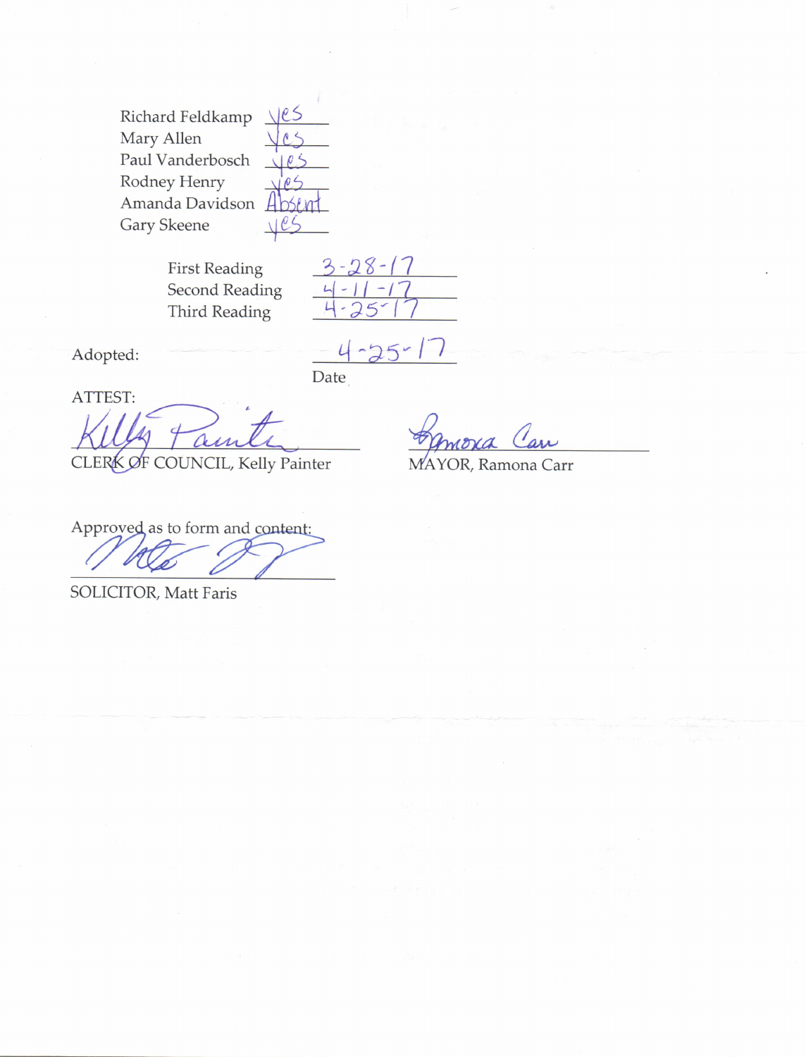| | |
|---|---|
| Richard Feldkamp | Yes |
| Mary Allen | Yes |
| Paul Vanderbosch | Yes |
| Rodney Henry | Yes |
| Amanda Davidson | Absent |
| Gary Skeene | Yes |

| | |
|---|---|
| First Reading | 3-28-17 |
| Second Reading | 4-11-17 |
| Third Reading | 4-25-17 |

Adopted: 4-25-17
Date

ATTEST:

Kelly Painter
CLERK OF COUNCIL, Kelly Painter

Ramona Carr
MAYOR, Ramona Carr

Approved as to form and content:

Matt Faris
SOLICITOR, Matt Faris